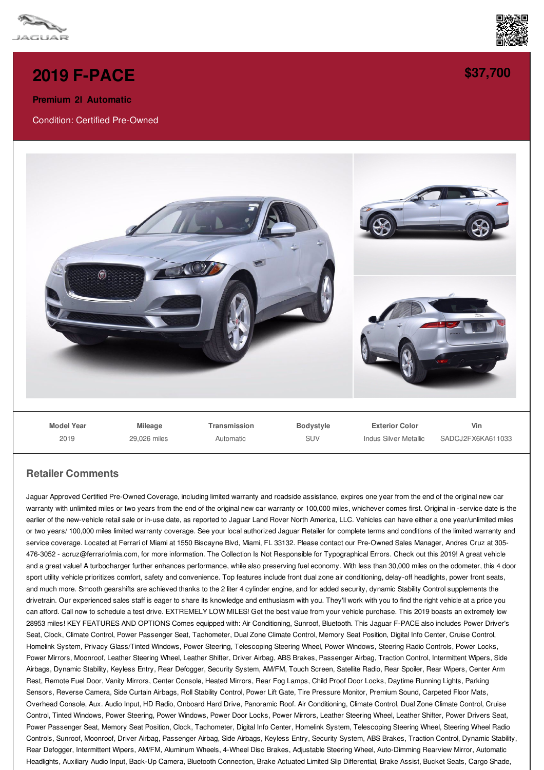# 2019 F-PACE

**$37,700**

**Premium 2l Automatic**

Condition: Certified Pre-Owned

| Model Year | Mileage | Transmission | Bodystyle | Exterior Color | Vin |
|---|---|---|---|---|---|
| 2019 | 29,026 miles | Automatic | SUV | Indus Silver Metallic | SADCJ2FX6KA611033 |

## Retailer Comments

Jaguar Approved Certified Pre-Owned Coverage, including limited warranty and roadside assistance, expires one year from the end of the original new car warranty with unlimited miles or two years from the end of the original new car warranty or 100,000 miles, whichever comes first. Original in -service date is the earlier of the new-vehicle retail sale or in-use date, as reported to Jaguar Land Rover North America, LLC. Vehicles can have either a one year/unlimited miles or two years/ 100,000 miles limited warranty coverage. See your local authorized Jaguar Retailer for complete terms and conditions of the limited warranty and service coverage. Located at Ferrari of Miami at 1550 Biscayne Blvd, Miami, FL 33132. Please contact our Pre-Owned Sales Manager, Andres Cruz at 305-476-3052 - acruz@ferrariofmia.com, for more information. The Collection Is Not Responsible for Typographical Errors. Check out this 2019! A great vehicle and a great value! A turbocharger further enhances performance, while also preserving fuel economy. With less than 30,000 miles on the odometer, this 4 door sport utility vehicle prioritizes comfort, safety and convenience. Top features include front dual zone air conditioning, delay-off headlights, power front seats, and much more. Smooth gearshifts are achieved thanks to the 2 liter 4 cylinder engine, and for added security, dynamic Stability Control supplements the drivetrain. Our experienced sales staff is eager to share its knowledge and enthusiasm with you. They'll work with you to find the right vehicle at a price you can afford. Call now to schedule a test drive. EXTREMELY LOW MILES! Get the best value from your vehicle purchase. This 2019 boasts an extremely low 28953 miles! KEY FEATURES AND OPTIONS Comes equipped with: Air Conditioning, Sunroof, Bluetooth. This Jaguar F-PACE also includes Power Driver's Seat, Clock, Climate Control, Power Passenger Seat, Tachometer, Dual Zone Climate Control, Memory Seat Position, Digital Info Center, Cruise Control, Homelink System, Privacy Glass/Tinted Windows, Power Steering, Telescoping Steering Wheel, Power Windows, Steering Radio Controls, Power Locks, Power Mirrors, Moonroof, Leather Steering Wheel, Leather Shifter, Driver Airbag, ABS Brakes, Passenger Airbag, Traction Control, Intermittent Wipers, Side Airbags, Dynamic Stability, Keyless Entry, Rear Defogger, Security System, AM/FM, Touch Screen, Satellite Radio, Rear Spoiler, Rear Wipers, Center Arm Rest, Remote Fuel Door, Vanity Mirrors, Center Console, Heated Mirrors, Rear Fog Lamps, Child Proof Door Locks, Daytime Running Lights, Parking Sensors, Reverse Camera, Side Curtain Airbags, Roll Stability Control, Power Lift Gate, Tire Pressure Monitor, Premium Sound, Carpeted Floor Mats, Overhead Console, Aux. Audio Input, HD Radio, Onboard Hard Drive, Panoramic Roof. Air Conditioning, Climate Control, Dual Zone Climate Control, Cruise Control, Tinted Windows, Power Steering, Power Windows, Power Door Locks, Power Mirrors, Leather Steering Wheel, Leather Shifter, Power Drivers Seat, Power Passenger Seat, Memory Seat Position, Clock, Tachometer, Digital Info Center, Homelink System, Telescoping Steering Wheel, Steering Wheel Radio Controls, Sunroof, Moonroof, Driver Airbag, Passenger Airbag, Side Airbags, Keyless Entry, Security System, ABS Brakes, Traction Control, Dynamic Stability, Rear Defogger, Intermittent Wipers, AM/FM, Aluminum Wheels, 4-Wheel Disc Brakes, Adjustable Steering Wheel, Auto-Dimming Rearview Mirror, Automatic Headlights, Auxiliary Audio Input, Back-Up Camera, Bluetooth Connection, Brake Actuated Limited Slip Differential, Brake Assist, Bucket Seats, Cargo Shade,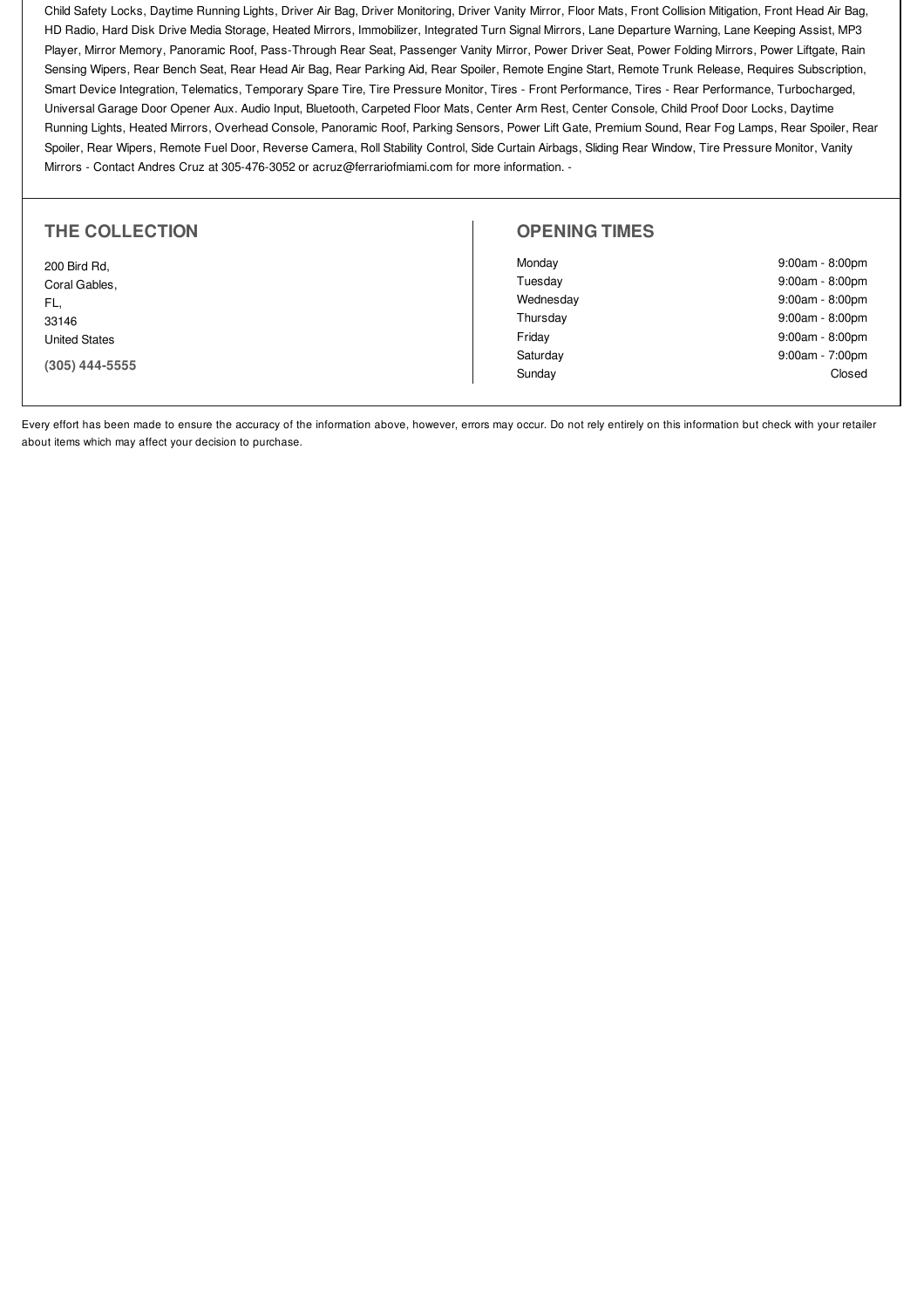Child Safety Locks, Daytime Running Lights, Driver Air Bag, Driver Monitoring, Driver Vanity Mirror, Floor Mats, Front Collision Mitigation, Front Head Air Bag, HD Radio, Hard Disk Drive Media Storage, Heated Mirrors, Immobilizer, Integrated Turn Signal Mirrors, Lane Departure Warning, Lane Keeping Assist, MP3 Player, Mirror Memory, Panoramic Roof, Pass-Through Rear Seat, Passenger Vanity Mirror, Power Driver Seat, Power Folding Mirrors, Power Liftgate, Rain Sensing Wipers, Rear Bench Seat, Rear Head Air Bag, Rear Parking Aid, Rear Spoiler, Remote Engine Start, Remote Trunk Release, Requires Subscription, Smart Device Integration, Telematics, Temporary Spare Tire, Tire Pressure Monitor, Tires - Front Performance, Tires - Rear Performance, Turbocharged, Universal Garage Door Opener Aux. Audio Input, Bluetooth, Carpeted Floor Mats, Center Arm Rest, Center Console, Child Proof Door Locks, Daytime Running Lights, Heated Mirrors, Overhead Console, Panoramic Roof, Parking Sensors, Power Lift Gate, Premium Sound, Rear Fog Lamps, Rear Spoiler, Rear Spoiler, Rear Wipers, Remote Fuel Door, Reverse Camera, Roll Stability Control, Side Curtain Airbags, Sliding Rear Window, Tire Pressure Monitor, Vanity Mirrors - Contact Andres Cruz at 305-476-3052 or acruz@ferrariofmiami.com for more information. -

## THE COLLECTION

200 Bird Rd,
Coral Gables,
FL,
33146
United States

**(305) 444-5555**

## OPENING TIMES

| | |
|---|---|
| Monday | 9:00am - 8:00pm |
| Tuesday | 9:00am - 8:00pm |
| Wednesday | 9:00am - 8:00pm |
| Thursday | 9:00am - 8:00pm |
| Friday | 9:00am - 8:00pm |
| Saturday | 9:00am - 7:00pm |
| Sunday | Closed |

Every effort has been made to ensure the accuracy of the information above, however, errors may occur. Do not rely entirely on this information but check with your retailer about items which may affect your decision to purchase.